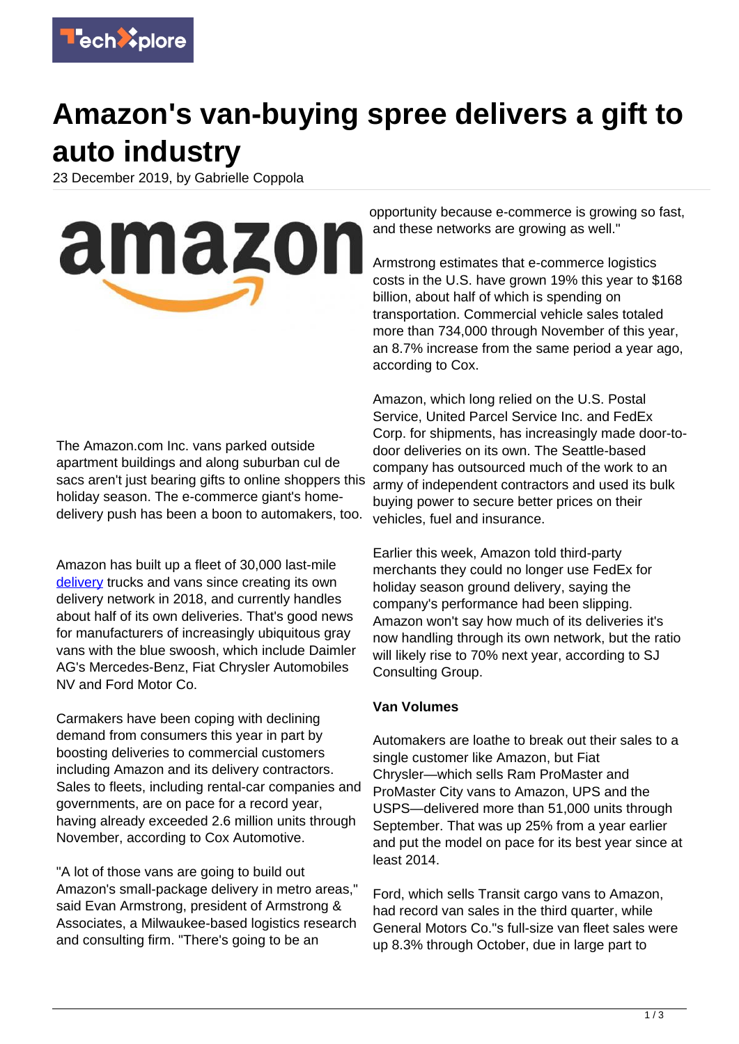# Amazon's van-buying spree delivers a gift to auto industry

23 December 2019, by Gabrielle Coppola

The Amazon.com Inc. vans parked outside apartment buildings and along suburban cul de sacs aren't just bearing gifts to online shoppers this holiday season. The e-commerce giant's home-delivery push has been a boon to automakers, too.

Amazon has built up a fleet of 30,000 last-mile delivery trucks and vans since creating its own delivery network in 2018, and currently handles about half of its own deliveries. That's good news for manufacturers of increasingly ubiquitous gray vans with the blue swoosh, which include Daimler AG's Mercedes-Benz, Fiat Chrysler Automobiles NV and Ford Motor Co.

Carmakers have been coping with declining demand from consumers this year in part by boosting deliveries to commercial customers including Amazon and its delivery contractors. Sales to fleets, including rental-car companies and governments, are on pace for a record year, having already exceeded 2.6 million units through November, according to Cox Automotive.

"A lot of those vans are going to build out Amazon's small-package delivery in metro areas," said Evan Armstrong, president of Armstrong & Associates, a Milwaukee-based logistics research and consulting firm. "There's going to be an opportunity because e-commerce is growing so fast, and these networks are growing as well."

Armstrong estimates that e-commerce logistics costs in the U.S. have grown 19% this year to $168 billion, about half of which is spending on transportation. Commercial vehicle sales totaled more than 734,000 through November of this year, an 8.7% increase from the same period a year ago, according to Cox.

Amazon, which long relied on the U.S. Postal Service, United Parcel Service Inc. and FedEx Corp. for shipments, has increasingly made door-to-door deliveries on its own. The Seattle-based company has outsourced much of the work to an army of independent contractors and used its bulk buying power to secure better prices on their vehicles, fuel and insurance.

Earlier this week, Amazon told third-party merchants they could no longer use FedEx for holiday season ground delivery, saying the company's performance had been slipping. Amazon won't say how much of its deliveries it's now handling through its own network, but the ratio will likely rise to 70% next year, according to SJ Consulting Group.

### Van Volumes

Automakers are loathe to break out their sales to a single customer like Amazon, but Fiat Chrysler—which sells Ram ProMaster and ProMaster City vans to Amazon, UPS and the USPS—delivered more than 51,000 units through September. That was up 25% from a year earlier and put the model on pace for its best year since at least 2014.

Ford, which sells Transit cargo vans to Amazon, had record van sales in the third quarter, while General Motors Co."s full-size van fleet sales were up 8.3% through October, due in large part to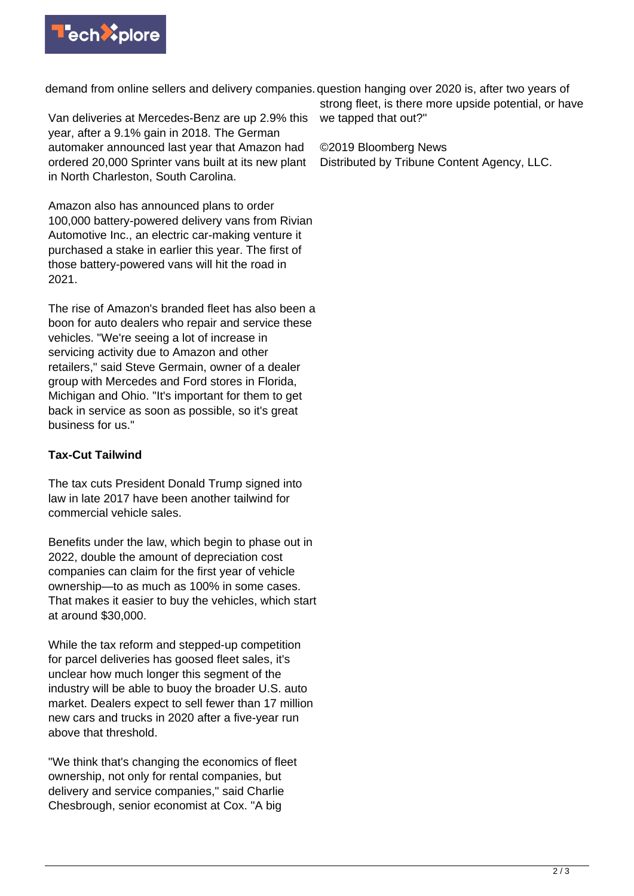demand from online sellers and delivery companies.

Van deliveries at Mercedes-Benz are up 2.9% this year, after a 9.1% gain in 2018. The German automaker announced last year that Amazon had ordered 20,000 Sprinter vans built at its new plant in North Charleston, South Carolina.

Amazon also has announced plans to order 100,000 battery-powered delivery vans from Rivian Automotive Inc., an electric car-making venture it purchased a stake in earlier this year. The first of those battery-powered vans will hit the road in 2021.

The rise of Amazon's branded fleet has also been a boon for auto dealers who repair and service these vehicles. "We're seeing a lot of increase in servicing activity due to Amazon and other retailers," said Steve Germain, owner of a dealer group with Mercedes and Ford stores in Florida, Michigan and Ohio. "It's important for them to get back in service as soon as possible, so it's great business for us."

**Tax-Cut Tailwind**

The tax cuts President Donald Trump signed into law in late 2017 have been another tailwind for commercial vehicle sales.

Benefits under the law, which begin to phase out in 2022, double the amount of depreciation cost companies can claim for the first year of vehicle ownership—to as much as 100% in some cases. That makes it easier to buy the vehicles, which start at around $30,000.

While the tax reform and stepped-up competition for parcel deliveries has goosed fleet sales, it's unclear how much longer this segment of the industry will be able to buoy the broader U.S. auto market. Dealers expect to sell fewer than 17 million new cars and trucks in 2020 after a five-year run above that threshold.

"We think that's changing the economics of fleet ownership, not only for rental companies, but delivery and service companies," said Charlie Chesbrough, senior economist at Cox. "A big question hanging over 2020 is, after two years of strong fleet, is there more upside potential, or have we tapped that out?"

©2019 Bloomberg News
Distributed by Tribune Content Agency, LLC.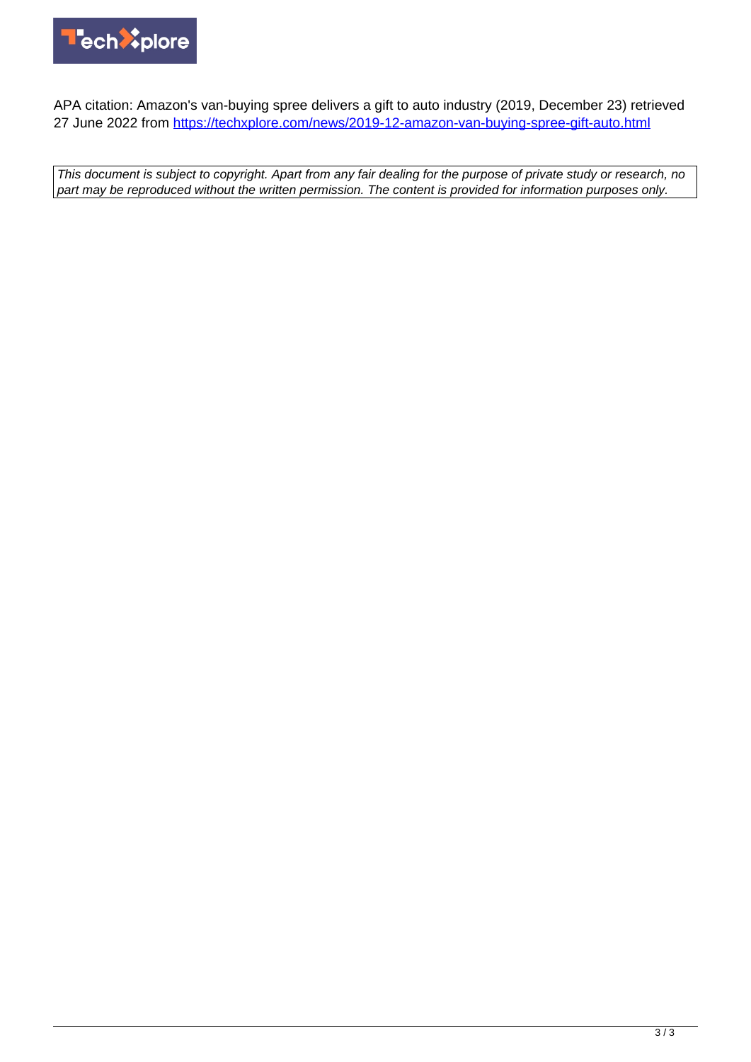APA citation: Amazon's van-buying spree delivers a gift to auto industry (2019, December 23) retrieved 27 June 2022 from https://techxplore.com/news/2019-12-amazon-van-buying-spree-gift-auto.html

*This document is subject to copyright. Apart from any fair dealing for the purpose of private study or research, no part may be reproduced without the written permission. The content is provided for information purposes only.*